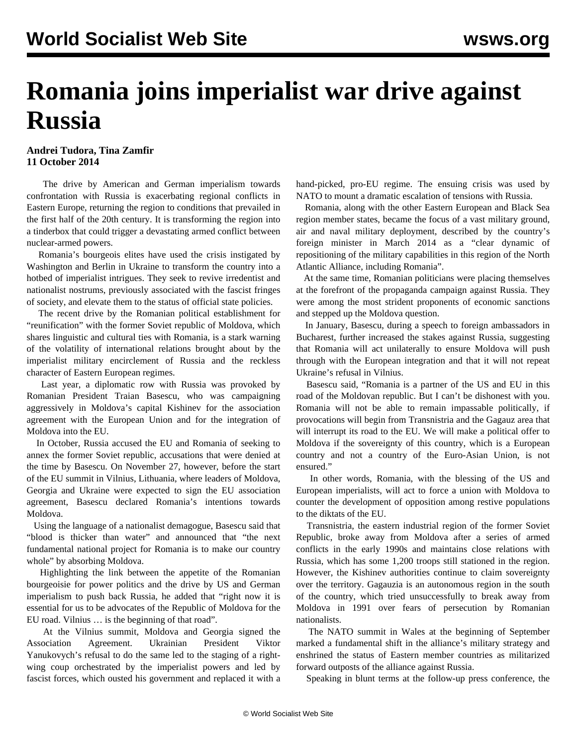# Romania joins imperialist war drive against Russia

**Andrei Tudora, Tina Zamfir**
**11 October 2014**

The drive by American and German imperialism towards confrontation with Russia is exacerbating regional conflicts in Eastern Europe, returning the region to conditions that prevailed in the first half of the 20th century. It is transforming the region into a tinderbox that could trigger a devastating armed conflict between nuclear-armed powers.

Romania's bourgeois elites have used the crisis instigated by Washington and Berlin in Ukraine to transform the country into a hotbed of imperialist intrigues. They seek to revive irredentist and nationalist nostrums, previously associated with the fascist fringes of society, and elevate them to the status of official state policies.

The recent drive by the Romanian political establishment for "reunification" with the former Soviet republic of Moldova, which shares linguistic and cultural ties with Romania, is a stark warning of the volatility of international relations brought about by the imperialist military encirclement of Russia and the reckless character of Eastern European regimes.

Last year, a diplomatic row with Russia was provoked by Romanian President Traian Basescu, who was campaigning aggressively in Moldova's capital Kishinev for the association agreement with the European Union and for the integration of Moldova into the EU.

In October, Russia accused the EU and Romania of seeking to annex the former Soviet republic, accusations that were denied at the time by Basescu. On November 27, however, before the start of the EU summit in Vilnius, Lithuania, where leaders of Moldova, Georgia and Ukraine were expected to sign the EU association agreement, Basescu declared Romania's intentions towards Moldova.

Using the language of a nationalist demagogue, Basescu said that "blood is thicker than water" and announced that "the next fundamental national project for Romania is to make our country whole" by absorbing Moldova.

Highlighting the link between the appetite of the Romanian bourgeoisie for power politics and the drive by US and German imperialism to push back Russia, he added that "right now it is essential for us to be advocates of the Republic of Moldova for the EU road. Vilnius … is the beginning of that road".

At the Vilnius summit, Moldova and Georgia signed the Association Agreement. Ukrainian President Viktor Yanukovych's refusal to do the same led to the staging of a right-wing coup orchestrated by the imperialist powers and led by fascist forces, which ousted his government and replaced it with a hand-picked, pro-EU regime. The ensuing crisis was used by NATO to mount a dramatic escalation of tensions with Russia.

Romania, along with the other Eastern European and Black Sea region member states, became the focus of a vast military ground, air and naval military deployment, described by the country's foreign minister in March 2014 as a "clear dynamic of repositioning of the military capabilities in this region of the North Atlantic Alliance, including Romania".

At the same time, Romanian politicians were placing themselves at the forefront of the propaganda campaign against Russia. They were among the most strident proponents of economic sanctions and stepped up the Moldova question.

In January, Basescu, during a speech to foreign ambassadors in Bucharest, further increased the stakes against Russia, suggesting that Romania will act unilaterally to ensure Moldova will push through with the European integration and that it will not repeat Ukraine's refusal in Vilnius.

Basescu said, "Romania is a partner of the US and EU in this road of the Moldovan republic. But I can't be dishonest with you. Romania will not be able to remain impassable politically, if provocations will begin from Transnistria and the Gagauz area that will interrupt its road to the EU. We will make a political offer to Moldova if the sovereignty of this country, which is a European country and not a country of the Euro-Asian Union, is not ensured."

In other words, Romania, with the blessing of the US and European imperialists, will act to force a union with Moldova to counter the development of opposition among restive populations to the diktats of the EU.

Transnistria, the eastern industrial region of the former Soviet Republic, broke away from Moldova after a series of armed conflicts in the early 1990s and maintains close relations with Russia, which has some 1,200 troops still stationed in the region. However, the Kishinev authorities continue to claim sovereignty over the territory. Gagauzia is an autonomous region in the south of the country, which tried unsuccessfully to break away from Moldova in 1991 over fears of persecution by Romanian nationalists.

The NATO summit in Wales at the beginning of September marked a fundamental shift in the alliance's military strategy and enshrined the status of Eastern member countries as militarized forward outposts of the alliance against Russia.

Speaking in blunt terms at the follow-up press conference, the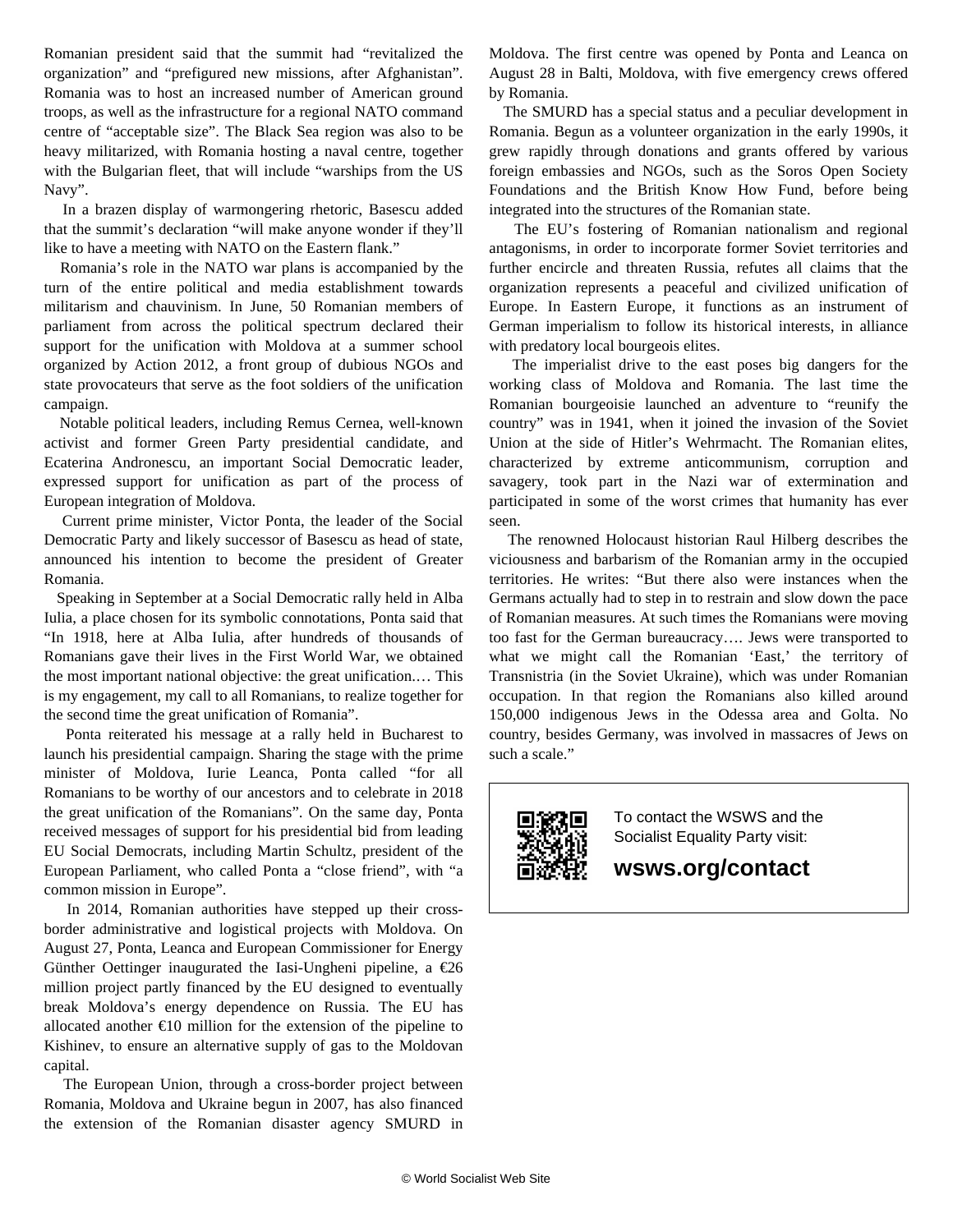Romanian president said that the summit had “revitalized the organization” and “prefigured new missions, after Afghanistan”. Romania was to host an increased number of American ground troops, as well as the infrastructure for a regional NATO command centre of “acceptable size”. The Black Sea region was also to be heavy militarized, with Romania hosting a naval centre, together with the Bulgarian fleet, that will include “warships from the US Navy”.

In a brazen display of warmongering rhetoric, Basescu added that the summit’s declaration “will make anyone wonder if they’ll like to have a meeting with NATO on the Eastern flank.”

Romania’s role in the NATO war plans is accompanied by the turn of the entire political and media establishment towards militarism and chauvinism. In June, 50 Romanian members of parliament from across the political spectrum declared their support for the unification with Moldova at a summer school organized by Action 2012, a front group of dubious NGOs and state provocateurs that serve as the foot soldiers of the unification campaign.

Notable political leaders, including Remus Cernea, well-known activist and former Green Party presidential candidate, and Ecaterina Andronescu, an important Social Democratic leader, expressed support for unification as part of the process of European integration of Moldova.

Current prime minister, Victor Ponta, the leader of the Social Democratic Party and likely successor of Basescu as head of state, announced his intention to become the president of Greater Romania.

Speaking in September at a Social Democratic rally held in Alba Iulia, a place chosen for its symbolic connotations, Ponta said that “In 1918, here at Alba Iulia, after hundreds of thousands of Romanians gave their lives in the First World War, we obtained the most important national objective: the great unification.… This is my engagement, my call to all Romanians, to realize together for the second time the great unification of Romania”.

Ponta reiterated his message at a rally held in Bucharest to launch his presidential campaign. Sharing the stage with the prime minister of Moldova, Iurie Leanca, Ponta called “for all Romanians to be worthy of our ancestors and to celebrate in 2018 the great unification of the Romanians”. On the same day, Ponta received messages of support for his presidential bid from leading EU Social Democrats, including Martin Schultz, president of the European Parliament, who called Ponta a “close friend”, with “a common mission in Europe”.

In 2014, Romanian authorities have stepped up their cross-border administrative and logistical projects with Moldova. On August 27, Ponta, Leanca and European Commissioner for Energy Günther Oettinger inaugurated the Iasi-Ungheni pipeline, a €26 million project partly financed by the EU designed to eventually break Moldova’s energy dependence on Russia. The EU has allocated another €10 million for the extension of the pipeline to Kishinev, to ensure an alternative supply of gas to the Moldovan capital.

The European Union, through a cross-border project between Romania, Moldova and Ukraine begun in 2007, has also financed the extension of the Romanian disaster agency SMURD in Moldova. The first centre was opened by Ponta and Leanca on August 28 in Balti, Moldova, with five emergency crews offered by Romania.

The SMURD has a special status and a peculiar development in Romania. Begun as a volunteer organization in the early 1990s, it grew rapidly through donations and grants offered by various foreign embassies and NGOs, such as the Soros Open Society Foundations and the British Know How Fund, before being integrated into the structures of the Romanian state.

The EU’s fostering of Romanian nationalism and regional antagonisms, in order to incorporate former Soviet territories and further encircle and threaten Russia, refutes all claims that the organization represents a peaceful and civilized unification of Europe. In Eastern Europe, it functions as an instrument of German imperialism to follow its historical interests, in alliance with predatory local bourgeois elites.

The imperialist drive to the east poses big dangers for the working class of Moldova and Romania. The last time the Romanian bourgeoisie launched an adventure to “reunify the country” was in 1941, when it joined the invasion of the Soviet Union at the side of Hitler’s Wehrmacht. The Romanian elites, characterized by extreme anticommunism, corruption and savagery, took part in the Nazi war of extermination and participated in some of the worst crimes that humanity has ever seen.

The renowned Holocaust historian Raul Hilberg describes the viciousness and barbarism of the Romanian army in the occupied territories. He writes: “But there also were instances when the Germans actually had to step in to restrain and slow down the pace of Romanian measures. At such times the Romanians were moving too fast for the German bureaucracy…. Jews were transported to what we might call the Romanian ‘East,’ the territory of Transnistria (in the Soviet Ukraine), which was under Romanian occupation. In that region the Romanians also killed around 150,000 indigenous Jews in the Odessa area and Golta. No country, besides Germany, was involved in massacres of Jews on such a scale.”

To contact the WSWS and the Socialist Equality Party visit:

**wsws.org/contact**